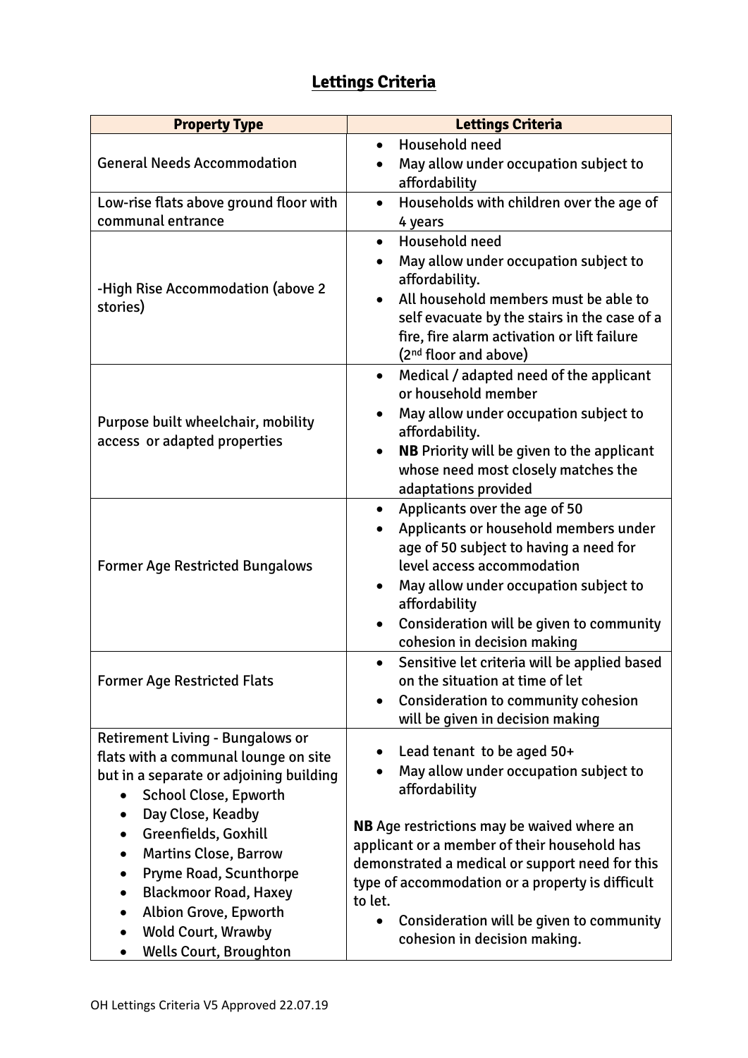# Lettings Criteria

| Property Type | Lettings Criteria |
|---|---|
| General Needs Accommodation | • Household need<br>• May allow under occupation subject to affordability |
| Low-rise flats above ground floor with communal entrance | • Households with children over the age of 4 years |
| -High Rise Accommodation (above 2 stories) | • Household need<br>• May allow under occupation subject to affordability.<br>• All household members must be able to self evacuate by the stairs in the case of a fire, fire alarm activation or lift failure (2nd floor and above) |
| Purpose built wheelchair, mobility access or adapted properties | • Medical / adapted need of the applicant or household member<br>• May allow under occupation subject to affordability.<br>• **NB** Priority will be given to the applicant whose need most closely matches the adaptations provided |
| Former Age Restricted Bungalows | • Applicants over the age of 50<br>• Applicants or household members under age of 50 subject to having a need for level access accommodation<br>• May allow under occupation subject to affordability<br>• Consideration will be given to community cohesion in decision making |
| Former Age Restricted Flats | • Sensitive let criteria will be applied based on the situation at time of let<br>• Consideration to community cohesion will be given in decision making |
| Retirement Living - Bungalows or flats with a communal lounge on site but in a separate or adjoining building<br>• School Close, Epworth<br>• Day Close, Keadby<br>• Greenfields, Goxhill<br>• Martins Close, Barrow<br>• Pryme Road, Scunthorpe<br>• Blackmoor Road, Haxey<br>• Albion Grove, Epworth<br>• Wold Court, Wrawby<br>• Wells Court, Broughton | • Lead tenant to be aged 50+<br>• May allow under occupation subject to affordability<br><br>**NB** Age restrictions may be waived where an applicant or a member of their household has demonstrated a medical or support need for this type of accommodation or a property is difficult to let.<br>• Consideration will be given to community cohesion in decision making. |

OH Lettings Criteria V5 Approved 22.07.19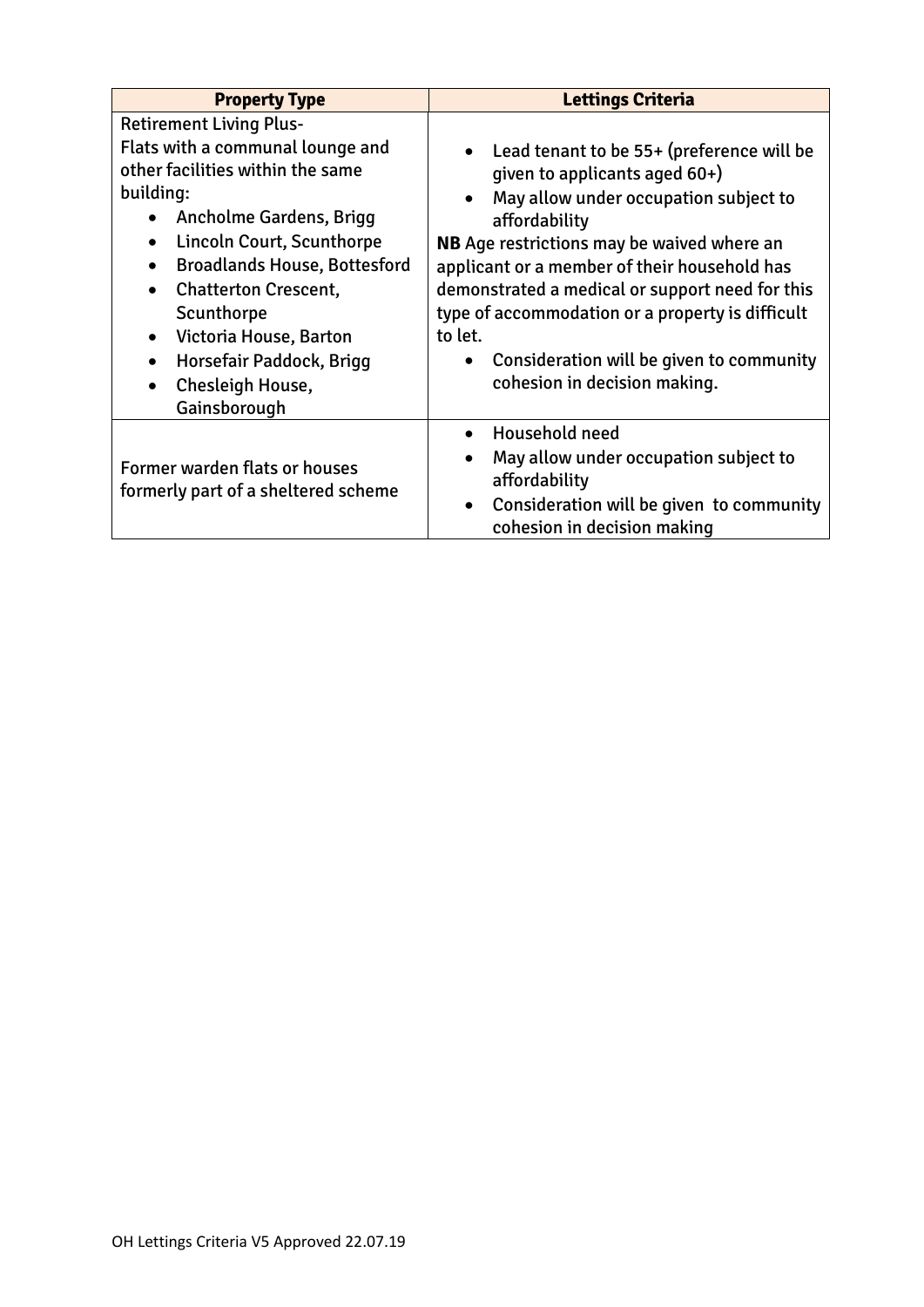| Property Type | Lettings Criteria |
|---|---|
| Retirement Living Plus-<br>Flats with a communal lounge and other facilities within the same building:<br>• Ancholme Gardens, Brigg<br>• Lincoln Court, Scunthorpe<br>• Broadlands House, Bottesford<br>• Chatterton Crescent, Scunthorpe<br>• Victoria House, Barton<br>• Horsefair Paddock, Brigg<br>• Chesleigh House, Gainsborough | • Lead tenant to be 55+ (preference will be given to applicants aged 60+)<br>• May allow under occupation subject to affordability<br>**NB** Age restrictions may be waived where an applicant or a member of their household has demonstrated a medical or support need for this type of accommodation or a property is difficult to let.<br>• Consideration will be given to community cohesion in decision making. |
| Former warden flats or houses formerly part of a sheltered scheme | • Household need<br>• May allow under occupation subject to affordability<br>• Consideration will be given to community cohesion in decision making |

OH Lettings Criteria V5 Approved 22.07.19